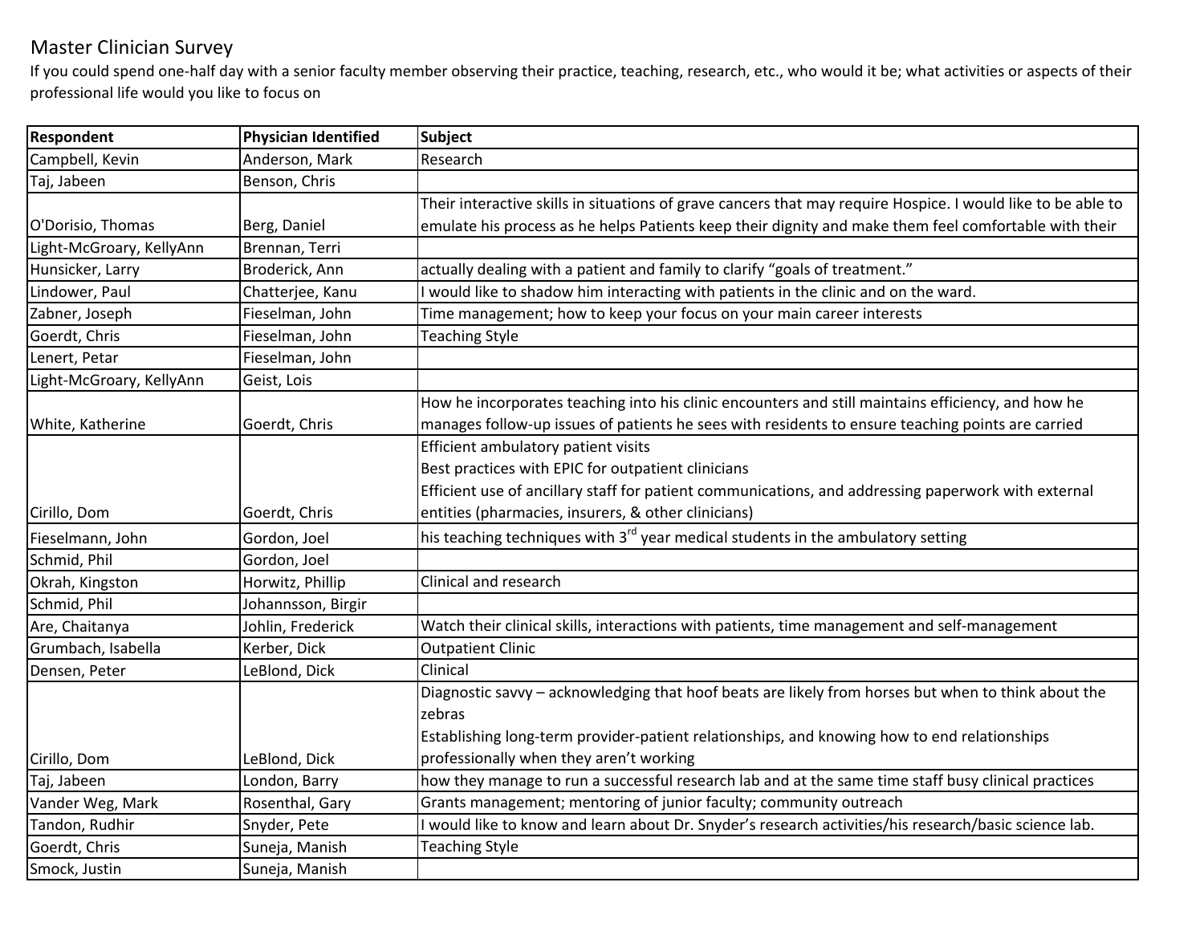Master Clinician Survey

If you could spend one-half day with a senior faculty member observing their practice, teaching, research, etc., who would it be; what activities or aspects of their professional life would you like to focus on

| Respondent | Physician Identified | Subject |
|---|---|---|
| Campbell, Kevin | Anderson, Mark | Research |
| Taj, Jabeen | Benson, Chris | |
| O'Dorisio, Thomas | Berg, Daniel | Their interactive skills in situations of grave cancers that may require Hospice. I would like to be able to emulate his process as he helps Patients keep their dignity and make them feel comfortable with their |
| Light-McGroary, KellyAnn | Brennan, Terri | |
| Hunsicker, Larry | Broderick, Ann | actually dealing with a patient and family to clarify "goals of treatment." |
| Lindower, Paul | Chatterjee, Kanu | I would like to shadow him interacting with patients in the clinic and on the ward. |
| Zabner, Joseph | Fieselman, John | Time management; how to keep your focus on your main career interests |
| Goerdt, Chris | Fieselman, John | Teaching Style |
| Lenert, Petar | Fieselman, John | |
| Light-McGroary, KellyAnn | Geist, Lois | |
| White, Katherine | Goerdt, Chris | How he incorporates teaching into his clinic encounters and still maintains efficiency, and how he manages follow-up issues of patients he sees with residents to ensure teaching points are carried |
| Cirillo, Dom | Goerdt, Chris | Efficient ambulatory patient visits<br>Best practices with EPIC for outpatient clinicians<br>Efficient use of ancillary staff for patient communications, and addressing paperwork with external entities (pharmacies, insurers, & other clinicians) |
| Fieselmann, John | Gordon, Joel | his teaching techniques with 3rd year medical students in the ambulatory setting |
| Schmid, Phil | Gordon, Joel | |
| Okrah, Kingston | Horwitz, Phillip | Clinical and research |
| Schmid, Phil | Johannsson, Birgir | |
| Are, Chaitanya | Johlin, Frederick | Watch their clinical skills, interactions with patients, time management and self-management |
| Grumbach, Isabella | Kerber, Dick | Outpatient Clinic |
| Densen, Peter | LeBlond, Dick | Clinical |
| Cirillo, Dom | LeBlond, Dick | Diagnostic savvy – acknowledging that hoof beats are likely from horses but when to think about the zebras<br>Establishing long-term provider-patient relationships, and knowing how to end relationships professionally when they aren't working |
| Taj, Jabeen | London, Barry | how they manage to run a successful research lab and at the same time staff busy clinical practices |
| Vander Weg, Mark | Rosenthal, Gary | Grants management; mentoring of junior faculty; community outreach |
| Tandon, Rudhir | Snyder, Pete | I would like to know and learn about Dr. Snyder's research activities/his research/basic science lab. |
| Goerdt, Chris | Suneja, Manish | Teaching Style |
| Smock, Justin | Suneja, Manish | |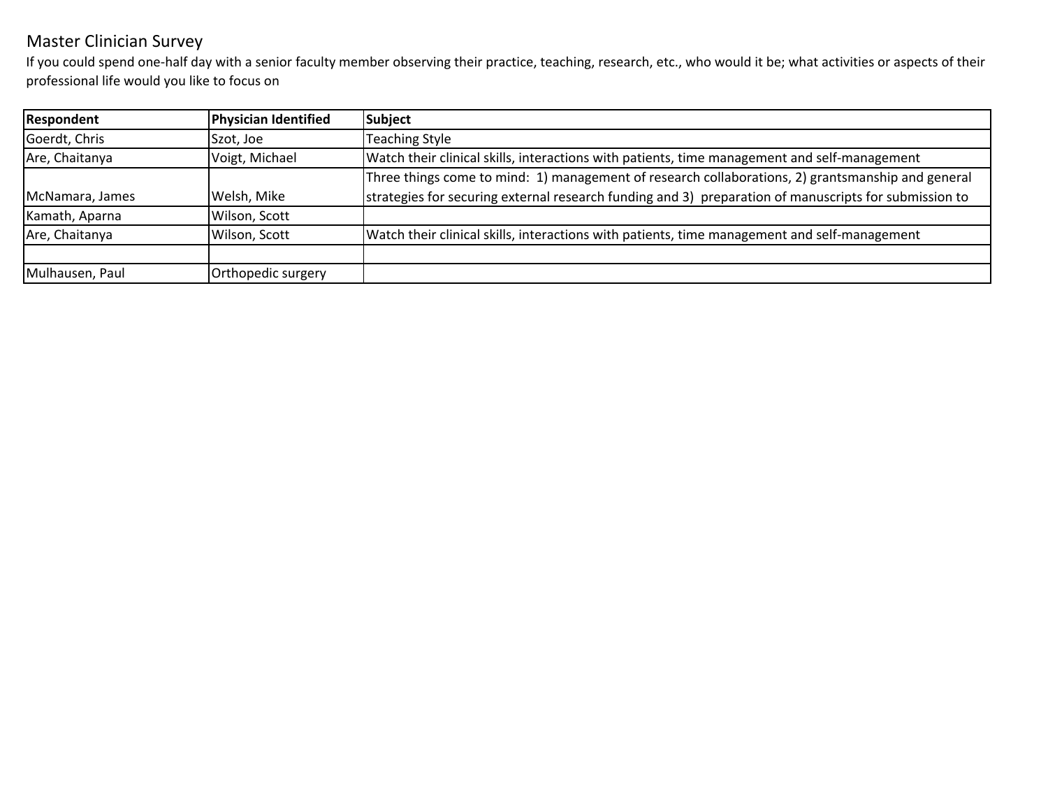Master Clinician Survey

If you could spend one-half day with a senior faculty member observing their practice, teaching, research, etc., who would it be; what activities or aspects of their professional life would you like to focus on

| Respondent | Physician Identified | Subject |
|---|---|---|
| Goerdt, Chris | Szot, Joe | Teaching Style |
| Are, Chaitanya | Voigt, Michael | Watch their clinical skills, interactions with patients, time management and self-management |
| McNamara, James | Welsh, Mike | Three things come to mind: 1) management of research collaborations, 2) grantsmanship and general strategies for securing external research funding and 3) preparation of manuscripts for submission to |
| Kamath, Aparna | Wilson, Scott | |
| Are, Chaitanya | Wilson, Scott | Watch their clinical skills, interactions with patients, time management and self-management |
| | | |
| Mulhausen, Paul | Orthopedic surgery | |